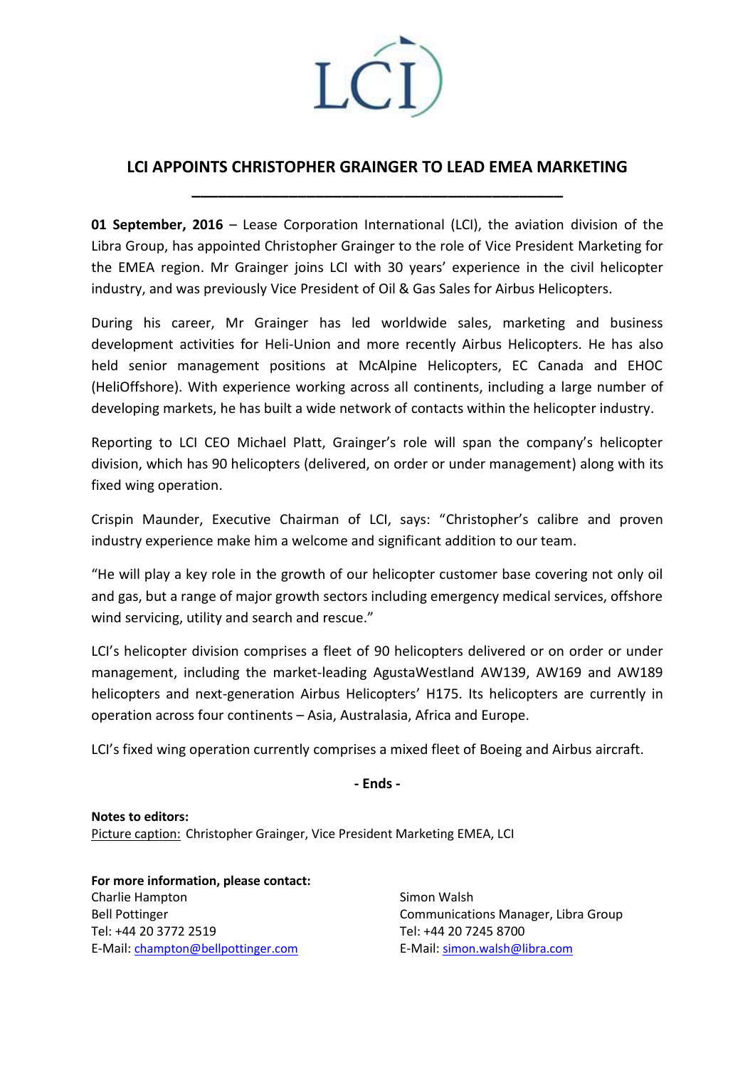# LCI APPOINTS CHRISTOPHER GRAINGER TO LEAD EMEA MARKETING

**01 September, 2016** – Lease Corporation International (LCI), the aviation division of the Libra Group, has appointed Christopher Grainger to the role of Vice President Marketing for the EMEA region. Mr Grainger joins LCI with 30 years' experience in the civil helicopter industry, and was previously Vice President of Oil & Gas Sales for Airbus Helicopters.

During his career, Mr Grainger has led worldwide sales, marketing and business development activities for Heli-Union and more recently Airbus Helicopters. He has also held senior management positions at McAlpine Helicopters, EC Canada and EHOC (HeliOffshore). With experience working across all continents, including a large number of developing markets, he has built a wide network of contacts within the helicopter industry.

Reporting to LCI CEO Michael Platt, Grainger's role will span the company's helicopter division, which has 90 helicopters (delivered, on order or under management) along with its fixed wing operation.

Crispin Maunder, Executive Chairman of LCI, says: "Christopher's calibre and proven industry experience make him a welcome and significant addition to our team.

"He will play a key role in the growth of our helicopter customer base covering not only oil and gas, but a range of major growth sectors including emergency medical services, offshore wind servicing, utility and search and rescue."

LCI's helicopter division comprises a fleet of 90 helicopters delivered or on order or under management, including the market-leading AgustaWestland AW139, AW169 and AW189 helicopters and next-generation Airbus Helicopters' H175. Its helicopters are currently in operation across four continents – Asia, Australasia, Africa and Europe.

LCI's fixed wing operation currently comprises a mixed fleet of Boeing and Airbus aircraft.

**- Ends -**

**Notes to editors:**
Picture caption: Christopher Grainger, Vice President Marketing EMEA, LCI

**For more information, please contact:**

Charlie Hampton
Bell Pottinger
Tel: +44 20 3772 2519
E-Mail: champton@bellpottinger.com

Simon Walsh
Communications Manager, Libra Group
Tel: +44 20 7245 8700
E-Mail: simon.walsh@libra.com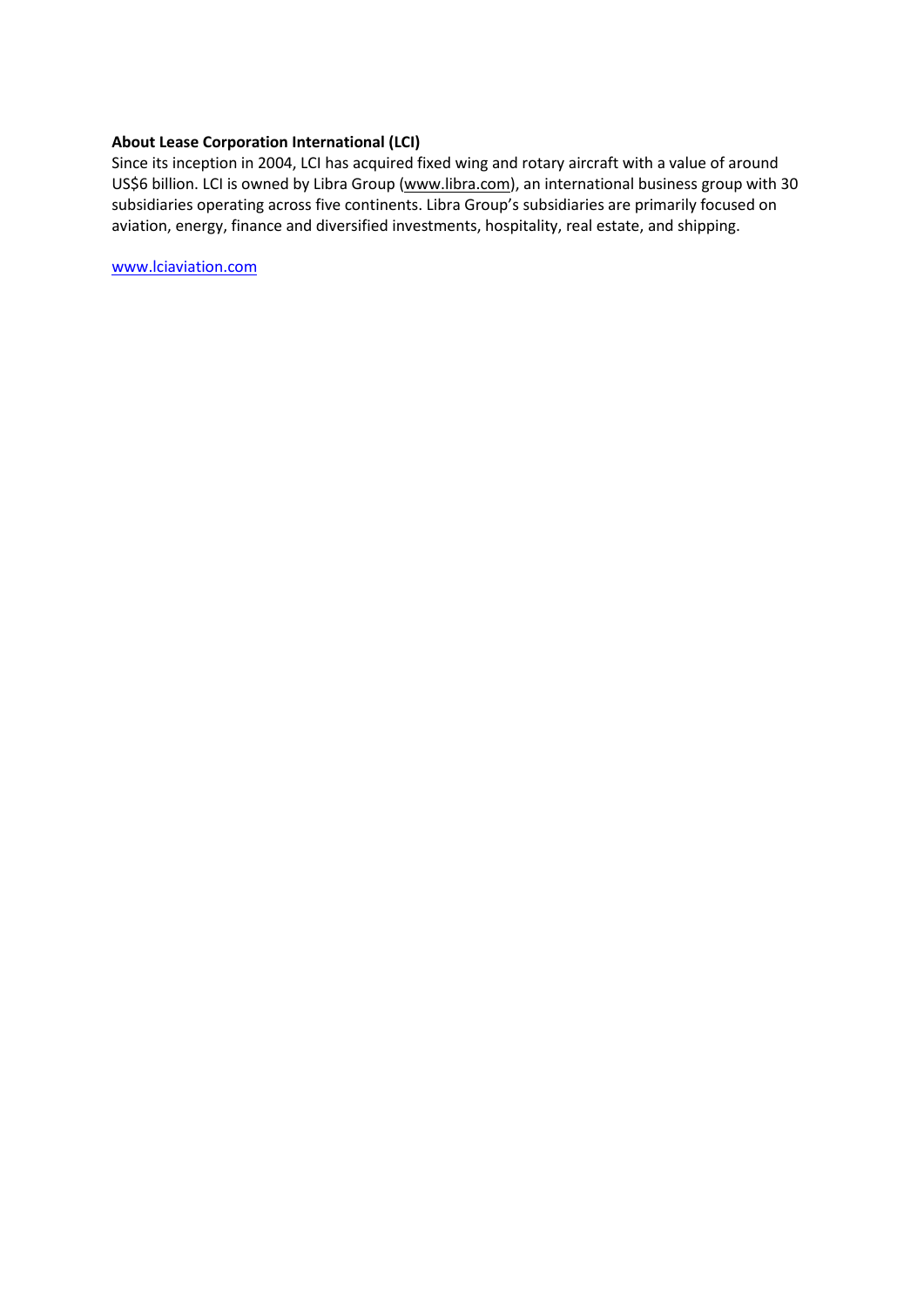**About Lease Corporation International (LCI)**

Since its inception in 2004, LCI has acquired fixed wing and rotary aircraft with a value of around US$6 billion. LCI is owned by Libra Group (www.libra.com), an international business group with 30 subsidiaries operating across five continents. Libra Group's subsidiaries are primarily focused on aviation, energy, finance and diversified investments, hospitality, real estate, and shipping.

www.lciaviation.com